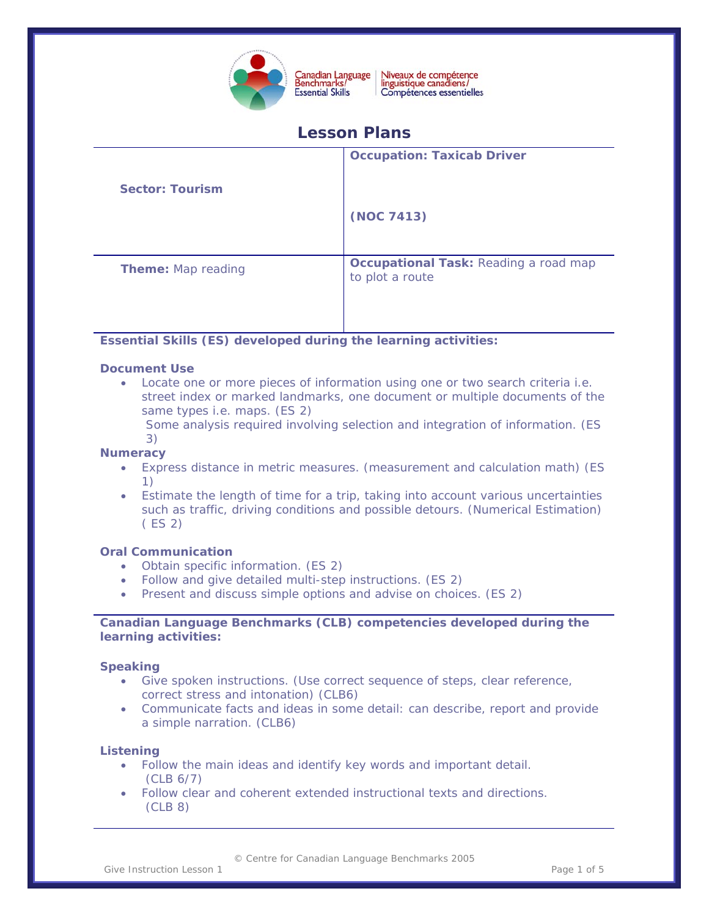Canadian Language Benchmarks/ Essential Skills | Niveaux de compétence linguistique canadiens/ Compétences essentielles

# Lesson Plans

| Sector: Tourism | Occupation: Taxicab Driver<br><br>(NOC 7413) |
|---|---|
| **Theme:** Map reading | **Occupational Task:** Reading a road map to plot a route |

**Essential Skills (ES) developed during the learning activities:**

**Document Use**

- Locate one or more pieces of information using one or two search criteria i.e. street index or marked landmarks, one document or multiple documents of the same types i.e. maps. (ES 2)
  Some analysis required involving selection and integration of information. (ES 3)

**Numeracy**

- Express distance in metric measures. (measurement and calculation math) (ES 1)
- Estimate the length of time for a trip, taking into account various uncertainties such as traffic, driving conditions and possible detours. (Numerical Estimation) ( ES 2)

**Oral Communication**

- Obtain specific information. (ES 2)
- Follow and give detailed multi-step instructions. (ES 2)
- Present and discuss simple options and advise on choices. (ES 2)

**Canadian Language Benchmarks (CLB) competencies developed during the learning activities:**

**Speaking**

- Give spoken instructions. (Use correct sequence of steps, clear reference, correct stress and intonation) (CLB6)
- Communicate facts and ideas in some detail: can describe, report and provide a simple narration. (CLB6)

**Listening**

- Follow the main ideas and identify key words and important detail. (CLB 6/7)
- Follow clear and coherent extended instructional texts and directions. (CLB 8)

© Centre for Canadian Language Benchmarks 2005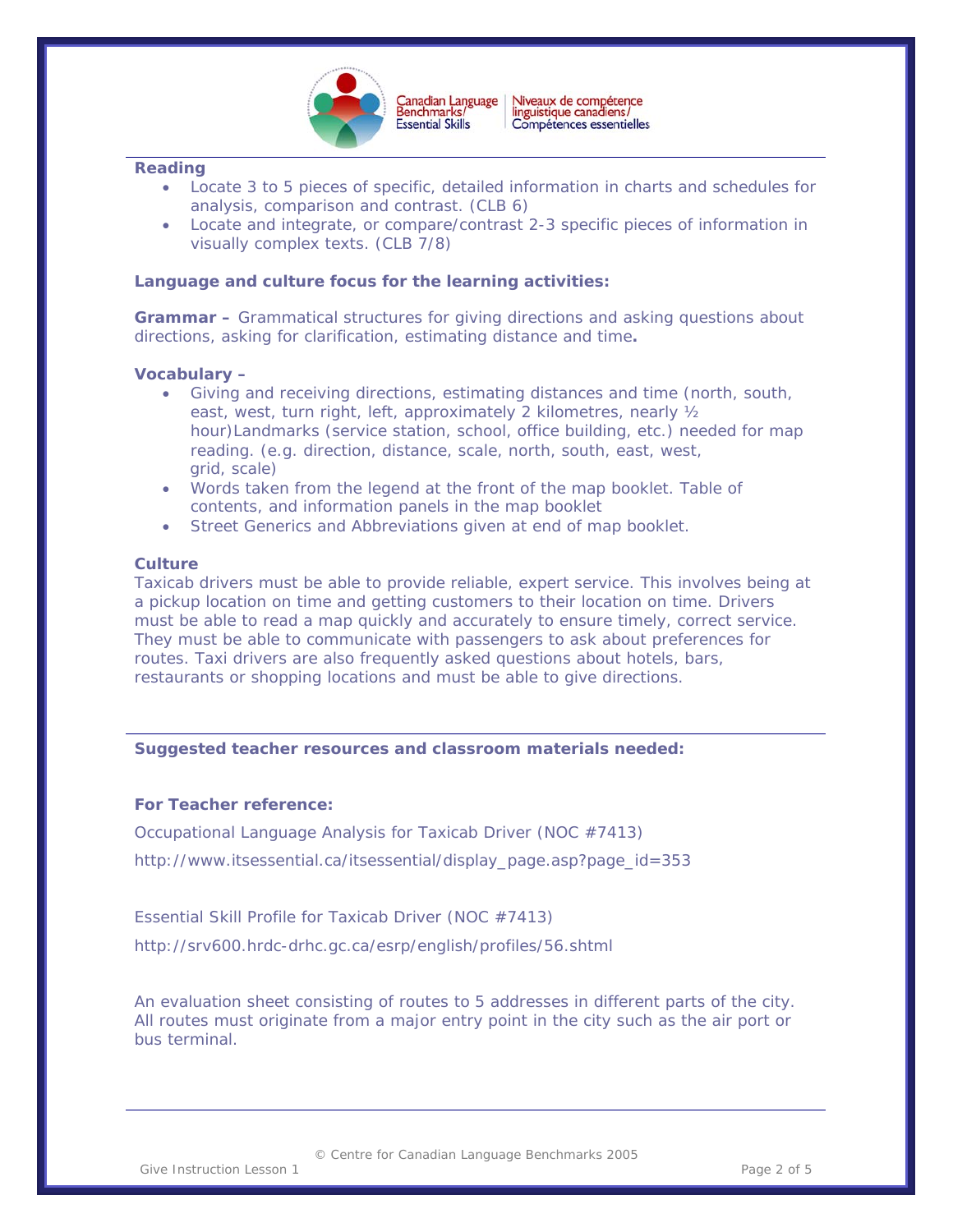**Reading**

- Locate 3 to 5 pieces of specific, detailed information in charts and schedules for analysis, comparison and contrast. (CLB 6)
- Locate and integrate, or compare/contrast 2-3 specific pieces of information in visually complex texts. (CLB 7/8)

**Language and culture focus for the learning activities:**

**Grammar –** Grammatical structures for giving directions and asking questions about directions, asking for clarification, estimating distance and time**.**

**Vocabulary –**

- Giving and receiving directions, estimating distances and time (north, south, east, west, turn right, left, approximately 2 kilometres, nearly ½ hour)Landmarks (service station, school, office building, etc.) needed for map reading. (e.g. direction, distance, scale, north, south, east, west, grid, scale)
- Words taken from the legend at the front of the map booklet. Table of contents, and information panels in the map booklet
- Street Generics and Abbreviations given at end of map booklet.

**Culture**

Taxicab drivers must be able to provide reliable, expert service. This involves being at a pickup location on time and getting customers to their location on time. Drivers must be able to read a map quickly and accurately to ensure timely, correct service. They must be able to communicate with passengers to ask about preferences for routes. Taxi drivers are also frequently asked questions about hotels, bars, restaurants or shopping locations and must be able to give directions.

---

**Suggested teacher resources and classroom materials needed:**

**For Teacher reference:**

Occupational Language Analysis for Taxicab Driver (NOC #7413)

http://www.itsessential.ca/itsessential/display_page.asp?page_id=353

Essential Skill Profile for Taxicab Driver (NOC #7413)

http://srv600.hrdc-drhc.gc.ca/esrp/english/profiles/56.shtml

An evaluation sheet consisting of routes to 5 addresses in different parts of the city. All routes must originate from a major entry point in the city such as the air port or bus terminal.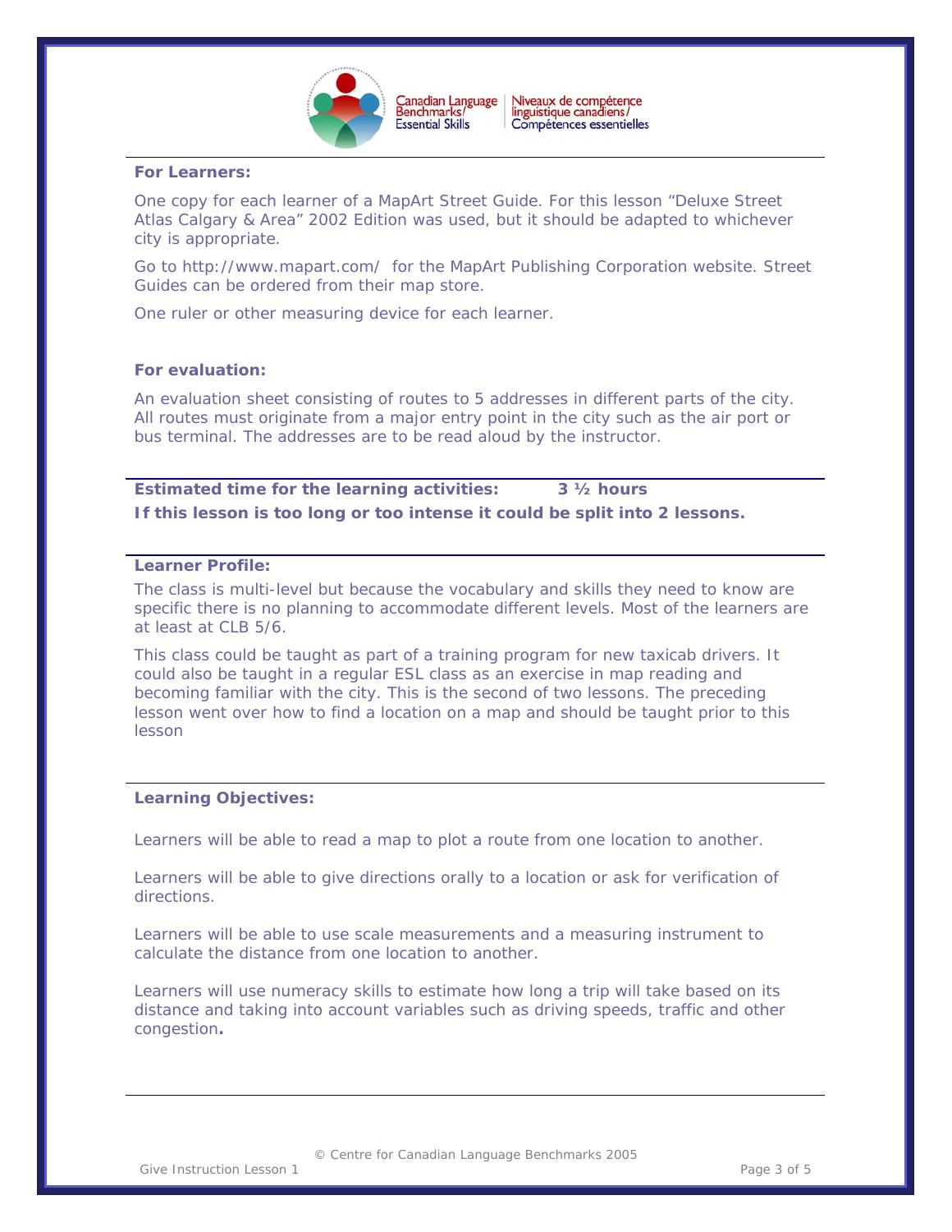**For Learners:**

One copy for each learner of a MapArt Street Guide. For this lesson "Deluxe Street Atlas Calgary & Area" 2002 Edition was used, but it should be adapted to whichever city is appropriate.

Go to http://www.mapart.com/ for the MapArt Publishing Corporation website. Street Guides can be ordered from their map store.

One ruler or other measuring device for each learner.

**For evaluation:**

An evaluation sheet consisting of routes to 5 addresses in different parts of the city. All routes must originate from a major entry point in the city such as the air port or bus terminal. The addresses are to be read aloud by the instructor.

**Estimated time for the learning activities: 3 ½ hours**

**If this lesson is too long or too intense it could be split into 2 lessons.**

**Learner Profile:**

The class is multi-level but because the vocabulary and skills they need to know are specific there is no planning to accommodate different levels. Most of the learners are at least at CLB 5/6.

This class could be taught as part of a training program for new taxicab drivers. It could also be taught in a regular ESL class as an exercise in map reading and becoming familiar with the city. This is the second of two lessons. The preceding lesson went over how to find a location on a map and should be taught prior to this lesson

**Learning Objectives:**

Learners will be able to read a map to plot a route from one location to another.

Learners will be able to give directions orally to a location or ask for verification of directions.

Learners will be able to use scale measurements and a measuring instrument to calculate the distance from one location to another.

Learners will use numeracy skills to estimate how long a trip will take based on its distance and taking into account variables such as driving speeds, traffic and other congestion**.**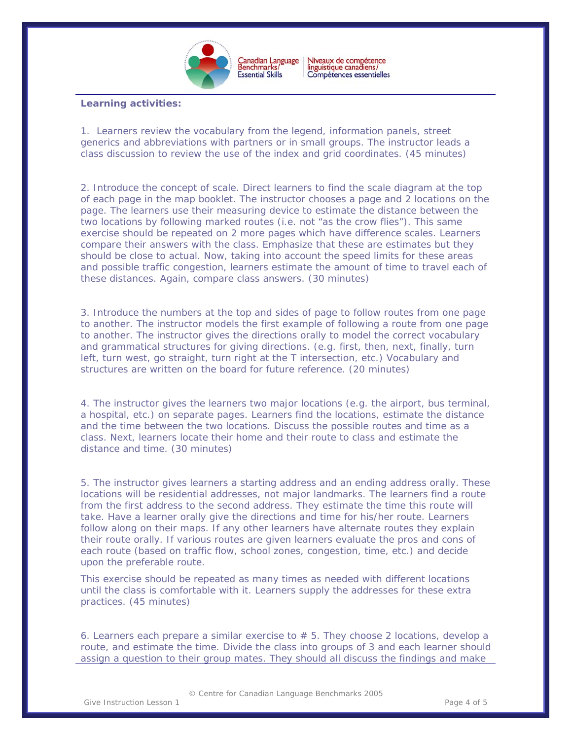**Learning activities:**

1. Learners review the vocabulary from the legend, information panels, street generics and abbreviations with partners or in small groups. The instructor leads a class discussion to review the use of the index and grid coordinates. (45 minutes)

2. Introduce the concept of scale. Direct learners to find the scale diagram at the top of each page in the map booklet. The instructor chooses a page and 2 locations on the page. The learners use their measuring device to estimate the distance between the two locations by following marked routes (i.e. not "as the crow flies"). This same exercise should be repeated on 2 more pages which have difference scales. Learners compare their answers with the class. Emphasize that these are estimates but they should be close to actual. Now, taking into account the speed limits for these areas and possible traffic congestion, learners estimate the amount of time to travel each of these distances. Again, compare class answers. (30 minutes)

3. Introduce the numbers at the top and sides of page to follow routes from one page to another. The instructor models the first example of following a route from one page to another. The instructor gives the directions orally to model the correct vocabulary and grammatical structures for giving directions. (e.g. first, then, next, finally, turn left, turn west, go straight, turn right at the T intersection, etc.) Vocabulary and structures are written on the board for future reference. (20 minutes)

4. The instructor gives the learners two major locations (e.g. the airport, bus terminal, a hospital, etc.) on separate pages. Learners find the locations, estimate the distance and the time between the two locations. Discuss the possible routes and time as a class. Next, learners locate their home and their route to class and estimate the distance and time. (30 minutes)

5. The instructor gives learners a starting address and an ending address orally. These locations will be residential addresses, not major landmarks. The learners find a route from the first address to the second address. They estimate the time this route will take. Have a learner orally give the directions and time for his/her route. Learners follow along on their maps. If any other learners have alternate routes they explain their route orally. If various routes are given learners evaluate the pros and cons of each route (based on traffic flow, school zones, congestion, time, etc.) and decide upon the preferable route.

This exercise should be repeated as many times as needed with different locations until the class is comfortable with it. Learners supply the addresses for these extra practices. (45 minutes)

6. Learners each prepare a similar exercise to # 5. They choose 2 locations, develop a route, and estimate the time. Divide the class into groups of 3 and each learner should assign a question to their group mates. They should all discuss the findings and make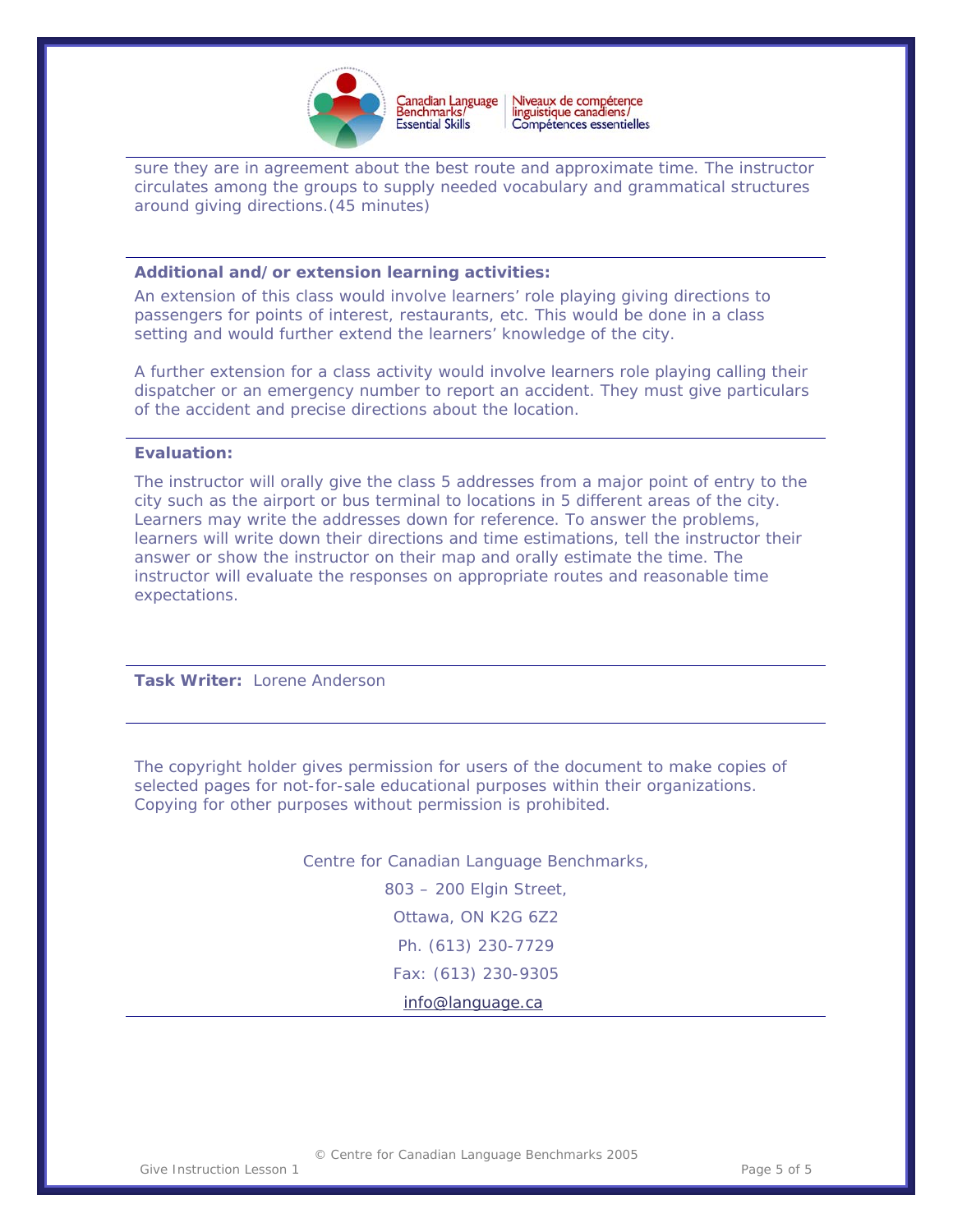sure they are in agreement about the best route and approximate time. The instructor circulates among the groups to supply needed vocabulary and grammatical structures around giving directions.(45 minutes)

**Additional and/or extension learning activities:**

An extension of this class would involve learners' role playing giving directions to passengers for points of interest, restaurants, etc. This would be done in a class setting and would further extend the learners' knowledge of the city.

A further extension for a class activity would involve learners role playing calling their dispatcher or an emergency number to report an accident. They must give particulars of the accident and precise directions about the location.

**Evaluation:**

The instructor will orally give the class 5 addresses from a major point of entry to the city such as the airport or bus terminal to locations in 5 different areas of the city. Learners may write the addresses down for reference. To answer the problems, learners will write down their directions and time estimations, tell the instructor their answer or show the instructor on their map and orally estimate the time. The instructor will evaluate the responses on appropriate routes and reasonable time expectations.

**Task Writer:** Lorene Anderson

The copyright holder gives permission for users of the document to make copies of selected pages for not-for-sale educational purposes within their organizations. Copying for other purposes without permission is prohibited.

Centre for Canadian Language Benchmarks,

803 – 200 Elgin Street,

Ottawa, ON K2G 6Z2

Ph. (613) 230-7729

Fax: (613) 230-9305

info@language.ca